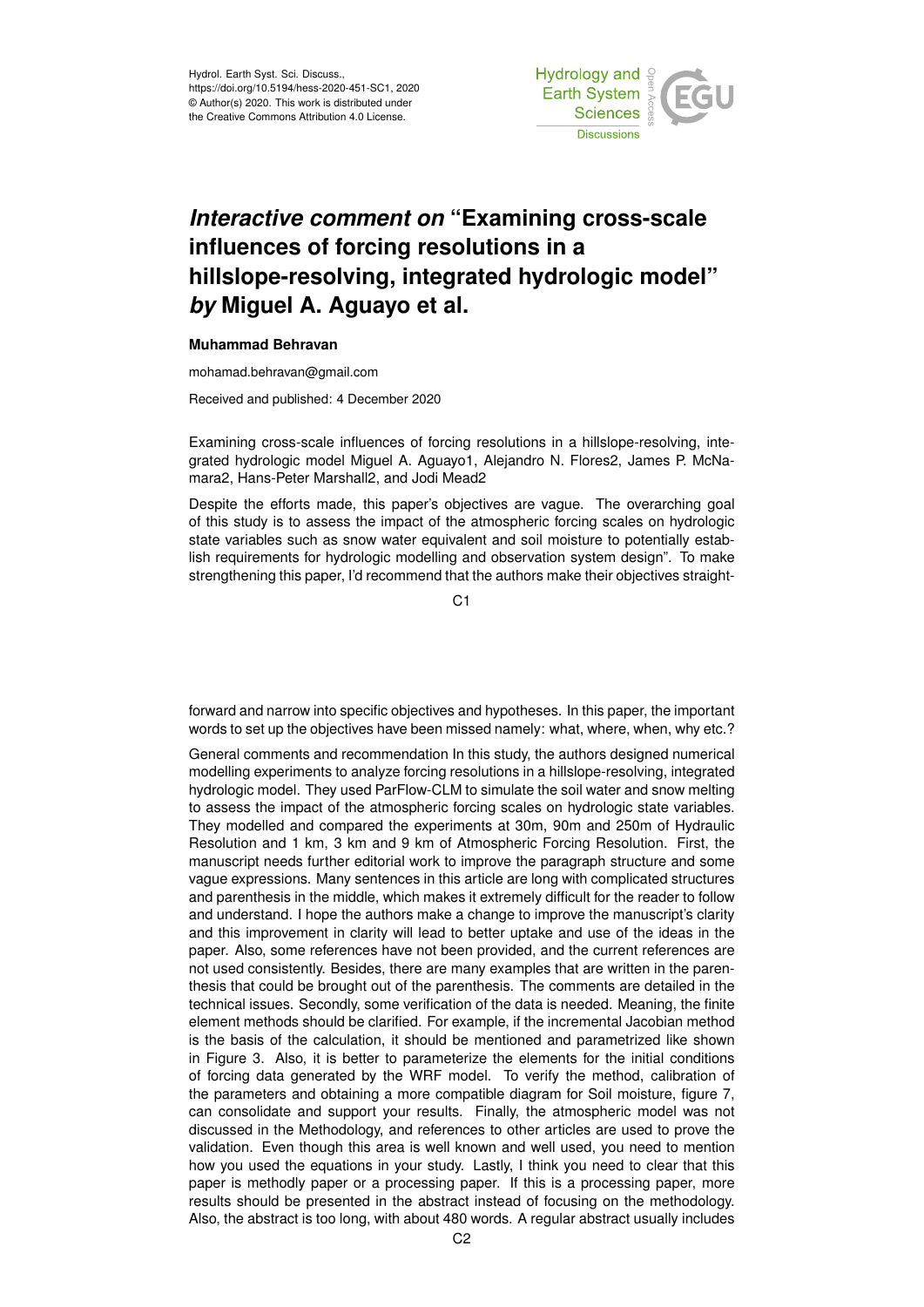Hydrol. Earth Syst. Sci. Discuss.,
https://doi.org/10.5194/hess-2020-451-SC1, 2020
© Author(s) 2020. This work is distributed under
the Creative Commons Attribution 4.0 License.

# *Interactive comment on* "Examining cross-scale influences of forcing resolutions in a hillslope-resolving, integrated hydrologic model" *by* Miguel A. Aguayo et al.

**Muhammad Behravan**

mohamad.behravan@gmail.com

Received and published: 4 December 2020

Examining cross-scale influences of forcing resolutions in a hillslope-resolving, integrated hydrologic model Miguel A. Aguayo1, Alejandro N. Flores2, James P. McNamara2, Hans-Peter Marshall2, and Jodi Mead2

Despite the efforts made, this paper's objectives are vague. The overarching goal of this study is to assess the impact of the atmospheric forcing scales on hydrologic state variables such as snow water equivalent and soil moisture to potentially establish requirements for hydrologic modelling and observation system design". To make strengthening this paper, I'd recommend that the authors make their objectives straightforward and narrow into specific objectives and hypotheses. In this paper, the important words to set up the objectives have been missed namely: what, where, when, why etc.?

General comments and recommendation In this study, the authors designed numerical modelling experiments to analyze forcing resolutions in a hillslope-resolving, integrated hydrologic model. They used ParFlow-CLM to simulate the soil water and snow melting to assess the impact of the atmospheric forcing scales on hydrologic state variables. They modelled and compared the experiments at 30m, 90m and 250m of Hydraulic Resolution and 1 km, 3 km and 9 km of Atmospheric Forcing Resolution. First, the manuscript needs further editorial work to improve the paragraph structure and some vague expressions. Many sentences in this article are long with complicated structures and parenthesis in the middle, which makes it extremely difficult for the reader to follow and understand. I hope the authors make a change to improve the manuscript's clarity and this improvement in clarity will lead to better uptake and use of the ideas in the paper. Also, some references have not been provided, and the current references are not used consistently. Besides, there are many examples that are written in the parenthesis that could be brought out of the parenthesis. The comments are detailed in the technical issues. Secondly, some verification of the data is needed. Meaning, the finite element methods should be clarified. For example, if the incremental Jacobian method is the basis of the calculation, it should be mentioned and parametrized like shown in Figure 3. Also, it is better to parameterize the elements for the initial conditions of forcing data generated by the WRF model. To verify the method, calibration of the parameters and obtaining a more compatible diagram for Soil moisture, figure 7, can consolidate and support your results. Finally, the atmospheric model was not discussed in the Methodology, and references to other articles are used to prove the validation. Even though this area is well known and well used, you need to mention how you used the equations in your study. Lastly, I think you need to clear that this paper is methodly paper or a processing paper. If this is a processing paper, more results should be presented in the abstract instead of focusing on the methodology. Also, the abstract is too long, with about 480 words. A regular abstract usually includes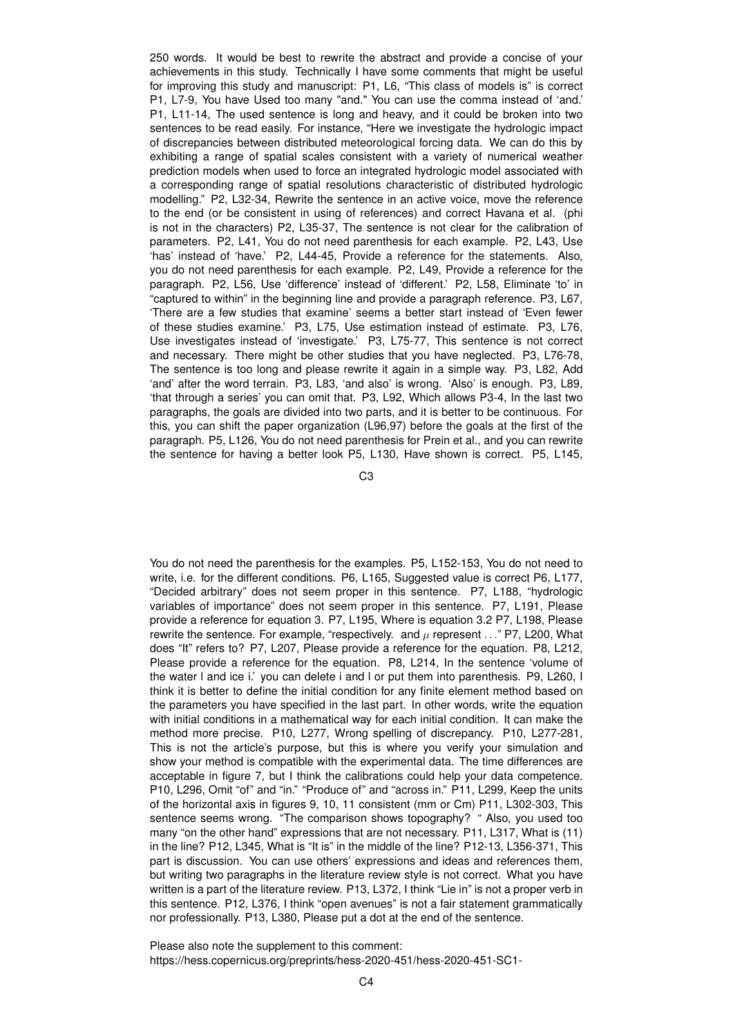250 words. It would be best to rewrite the abstract and provide a concise of your achievements in this study. Technically I have some comments that might be useful for improving this study and manuscript: P1, L6, "This class of models is" is correct P1, L7-9, You have Used too many "and." You can use the comma instead of 'and.' P1, L11-14, The used sentence is long and heavy, and it could be broken into two sentences to be read easily. For instance, "Here we investigate the hydrologic impact of discrepancies between distributed meteorological forcing data. We can do this by exhibiting a range of spatial scales consistent with a variety of numerical weather prediction models when used to force an integrated hydrologic model associated with a corresponding range of spatial resolutions characteristic of distributed hydrologic modelling." P2, L32-34, Rewrite the sentence in an active voice, move the reference to the end (or be consistent in using of references) and correct Havana et al. (phi is not in the characters) P2, L35-37, The sentence is not clear for the calibration of parameters. P2, L41, You do not need parenthesis for each example. P2, L43, Use 'has' instead of 'have.' P2, L44-45, Provide a reference for the statements. Also, you do not need parenthesis for each example. P2, L49, Provide a reference for the paragraph. P2, L56, Use 'difference' instead of 'different.' P2, L58, Eliminate 'to' in "captured to within" in the beginning line and provide a paragraph reference. P3, L67, 'There are a few studies that examine' seems a better start instead of 'Even fewer of these studies examine.' P3, L75, Use estimation instead of estimate. P3, L76, Use investigates instead of 'investigate.' P3, L75-77, This sentence is not correct and necessary. There might be other studies that you have neglected. P3, L76-78, The sentence is too long and please rewrite it again in a simple way. P3, L82, Add 'and' after the word terrain. P3, L83, 'and also' is wrong. 'Also' is enough. P3, L89, 'that through a series' you can omit that. P3, L92, Which allows P3-4, In the last two paragraphs, the goals are divided into two parts, and it is better to be continuous. For this, you can shift the paper organization (L96,97) before the goals at the first of the paragraph. P5, L126, You do not need parenthesis for Prein et al., and you can rewrite the sentence for having a better look P5, L130, Have shown is correct. P5, L145, You do not need the parenthesis for the examples. P5, L152-153, You do not need to write, i.e. for the different conditions. P6, L165, Suggested value is correct P6, L177, "Decided arbitrary" does not seem proper in this sentence. P7, L188, "hydrologic variables of importance" does not seem proper in this sentence. P7, L191, Please provide a reference for equation 3. P7, L195, Where is equation 3.2 P7, L198, Please rewrite the sentence. For example, "respectively. and $\mu$ represent ..." P7, L200, What does "It" refers to? P7, L207, Please provide a reference for the equation. P8, L212, Please provide a reference for the equation. P8, L214, In the sentence 'volume of the water l and ice i.' you can delete i and l or put them into parenthesis. P9, L260, I think it is better to define the initial condition for any finite element method based on the parameters you have specified in the last part. In other words, write the equation with initial conditions in a mathematical way for each initial condition. It can make the method more precise. P10, L277, Wrong spelling of discrepancy. P10, L277-281, This is not the article's purpose, but this is where you verify your simulation and show your method is compatible with the experimental data. The time differences are acceptable in figure 7, but I think the calibrations could help your data competence. P10, L296, Omit "of" and "in." "Produce of" and "across in." P11, L299, Keep the units of the horizontal axis in figures 9, 10, 11 consistent (mm or Cm) P11, L302-303, This sentence seems wrong. "The comparison shows topography? " Also, you used too many "on the other hand" expressions that are not necessary. P11, L317, What is (11) in the line? P12, L345, What is "It is" in the middle of the line? P12-13, L356-371, This part is discussion. You can use others' expressions and ideas and references them, but writing two paragraphs in the literature review style is not correct. What you have written is a part of the literature review. P13, L372, I think "Lie in" is not a proper verb in this sentence. P12, L376, I think "open avenues" is not a fair statement grammatically nor professionally. P13, L380, Please put a dot at the end of the sentence.

Please also note the supplement to this comment:
https://hess.copernicus.org/preprints/hess-2020-451/hess-2020-451-SC1-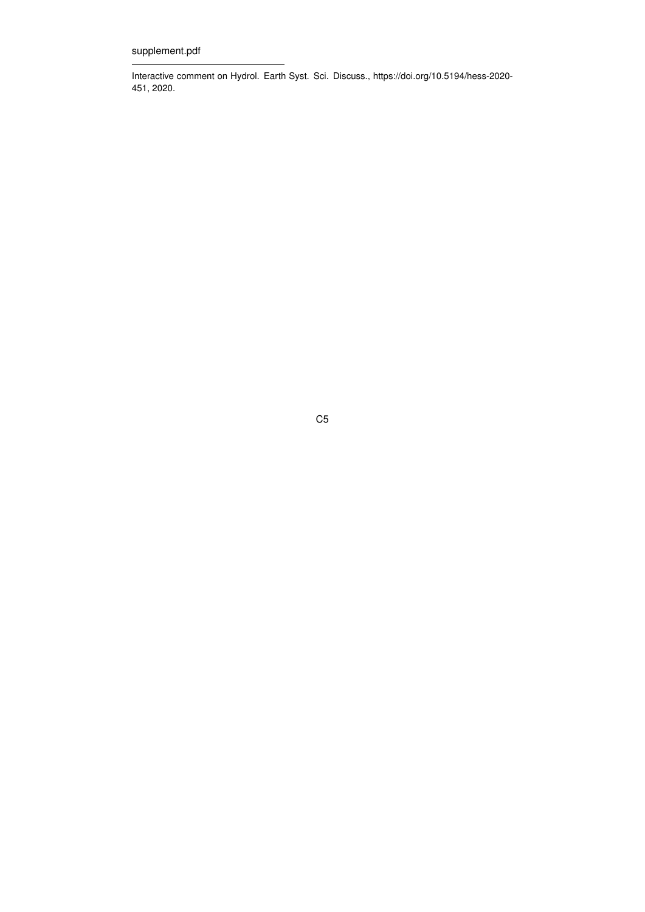supplement.pdf

---

Interactive comment on Hydrol. Earth Syst. Sci. Discuss., https://doi.org/10.5194/hess-2020-451, 2020.